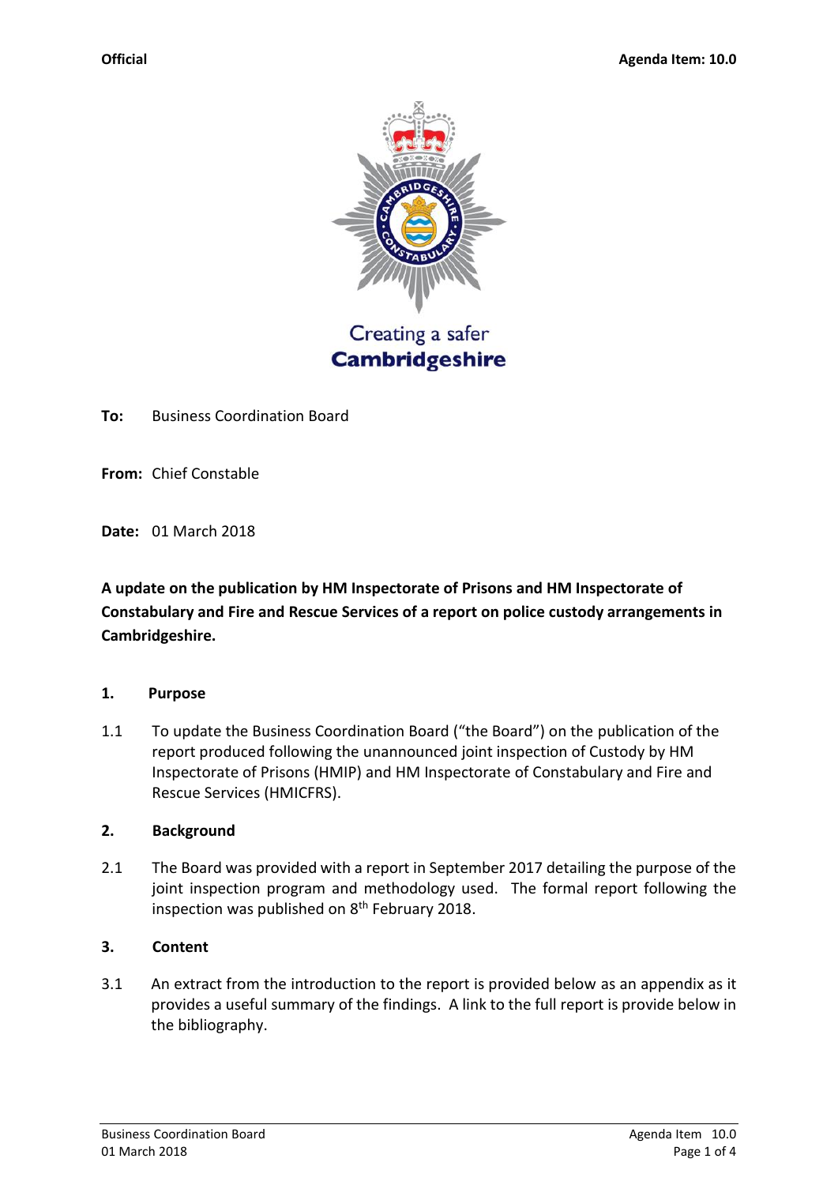Official

Agenda Item: 10.0

Creating a safer **Cambridgeshire**

**To:** Business Coordination Board

**From:** Chief Constable

**Date:** 01 March 2018

**A update on the publication by HM Inspectorate of Prisons and HM Inspectorate of Constabulary and Fire and Rescue Services of a report on police custody arrangements in Cambridgeshire.**

## 1. Purpose

1.1 To update the Business Coordination Board ("the Board") on the publication of the report produced following the unannounced joint inspection of Custody by HM Inspectorate of Prisons (HMIP) and HM Inspectorate of Constabulary and Fire and Rescue Services (HMICFRS).

## 2. Background

2.1 The Board was provided with a report in September 2017 detailing the purpose of the joint inspection program and methodology used. The formal report following the inspection was published on 8th February 2018.

## 3. Content

3.1 An extract from the introduction to the report is provided below as an appendix as it provides a useful summary of the findings. A link to the full report is provide below in the bibliography.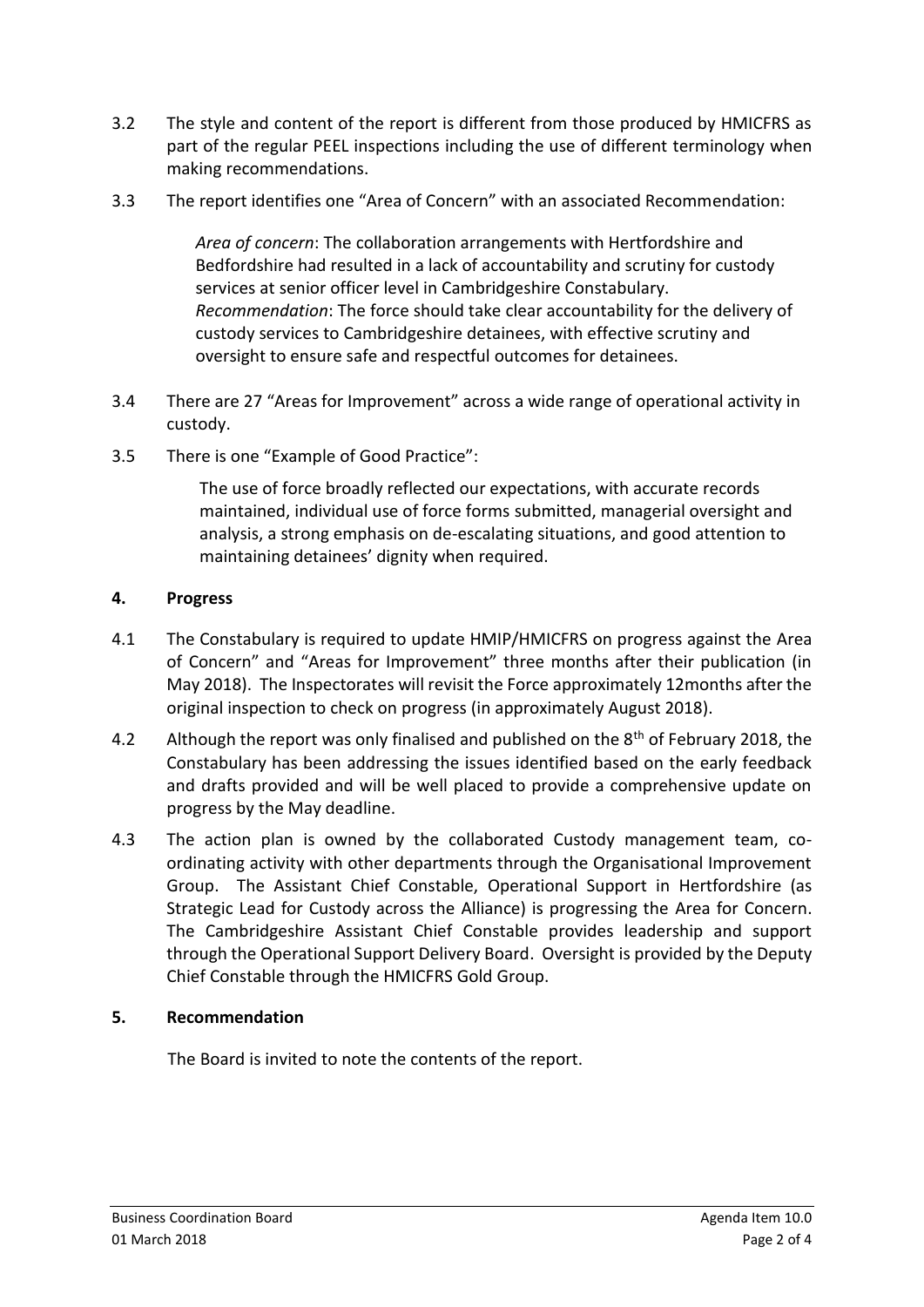3.2 The style and content of the report is different from those produced by HMICFRS as part of the regular PEEL inspections including the use of different terminology when making recommendations.

3.3 The report identifies one "Area of Concern" with an associated Recommendation:

> *Area of concern*: The collaboration arrangements with Hertfordshire and Bedfordshire had resulted in a lack of accountability and scrutiny for custody services at senior officer level in Cambridgeshire Constabulary.
> *Recommendation*: The force should take clear accountability for the delivery of custody services to Cambridgeshire detainees, with effective scrutiny and oversight to ensure safe and respectful outcomes for detainees.

3.4 There are 27 "Areas for Improvement" across a wide range of operational activity in custody.

3.5 There is one "Example of Good Practice":

> The use of force broadly reflected our expectations, with accurate records maintained, individual use of force forms submitted, managerial oversight and analysis, a strong emphasis on de-escalating situations, and good attention to maintaining detainees' dignity when required.

## 4. Progress

4.1 The Constabulary is required to update HMIP/HMICFRS on progress against the Area of Concern" and "Areas for Improvement" three months after their publication (in May 2018). The Inspectorates will revisit the Force approximately 12months after the original inspection to check on progress (in approximately August 2018).

4.2 Although the report was only finalised and published on the 8th of February 2018, the Constabulary has been addressing the issues identified based on the early feedback and drafts provided and will be well placed to provide a comprehensive update on progress by the May deadline.

4.3 The action plan is owned by the collaborated Custody management team, co-ordinating activity with other departments through the Organisational Improvement Group. The Assistant Chief Constable, Operational Support in Hertfordshire (as Strategic Lead for Custody across the Alliance) is progressing the Area for Concern. The Cambridgeshire Assistant Chief Constable provides leadership and support through the Operational Support Delivery Board. Oversight is provided by the Deputy Chief Constable through the HMICFRS Gold Group.

## 5. Recommendation

The Board is invited to note the contents of the report.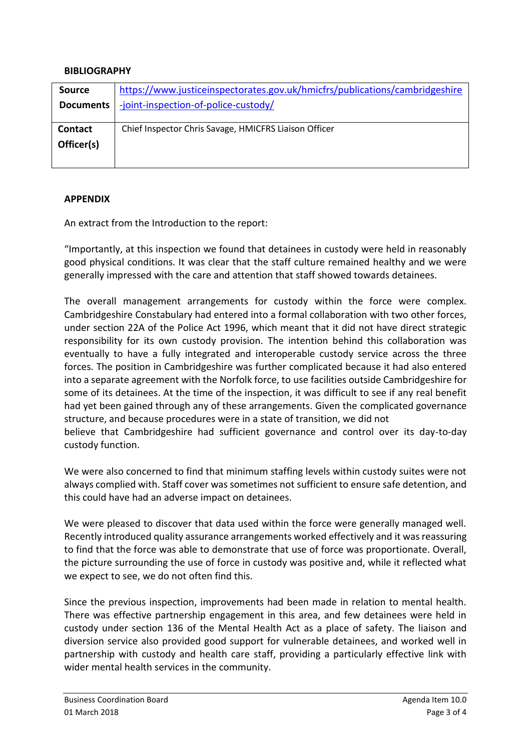**BIBLIOGRAPHY**

| **Source Documents** | https://www.justiceinspectorates.gov.uk/hmicfrs/publications/cambridgeshire-joint-inspection-of-police-custody/ |
|---|---|
| **Contact Officer(s)** | Chief Inspector Chris Savage, HMICFRS Liaison Officer |

**APPENDIX**

An extract from the Introduction to the report:

"Importantly, at this inspection we found that detainees in custody were held in reasonably good physical conditions. It was clear that the staff culture remained healthy and we were generally impressed with the care and attention that staff showed towards detainees.

The overall management arrangements for custody within the force were complex. Cambridgeshire Constabulary had entered into a formal collaboration with two other forces, under section 22A of the Police Act 1996, which meant that it did not have direct strategic responsibility for its own custody provision. The intention behind this collaboration was eventually to have a fully integrated and interoperable custody service across the three forces. The position in Cambridgeshire was further complicated because it had also entered into a separate agreement with the Norfolk force, to use facilities outside Cambridgeshire for some of its detainees. At the time of the inspection, it was difficult to see if any real benefit had yet been gained through any of these arrangements. Given the complicated governance structure, and because procedures were in a state of transition, we did not believe that Cambridgeshire had sufficient governance and control over its day-to-day custody function.

We were also concerned to find that minimum staffing levels within custody suites were not always complied with. Staff cover was sometimes not sufficient to ensure safe detention, and this could have had an adverse impact on detainees.

We were pleased to discover that data used within the force were generally managed well. Recently introduced quality assurance arrangements worked effectively and it was reassuring to find that the force was able to demonstrate that use of force was proportionate. Overall, the picture surrounding the use of force in custody was positive and, while it reflected what we expect to see, we do not often find this.

Since the previous inspection, improvements had been made in relation to mental health. There was effective partnership engagement in this area, and few detainees were held in custody under section 136 of the Mental Health Act as a place of safety. The liaison and diversion service also provided good support for vulnerable detainees, and worked well in partnership with custody and health care staff, providing a particularly effective link with wider mental health services in the community.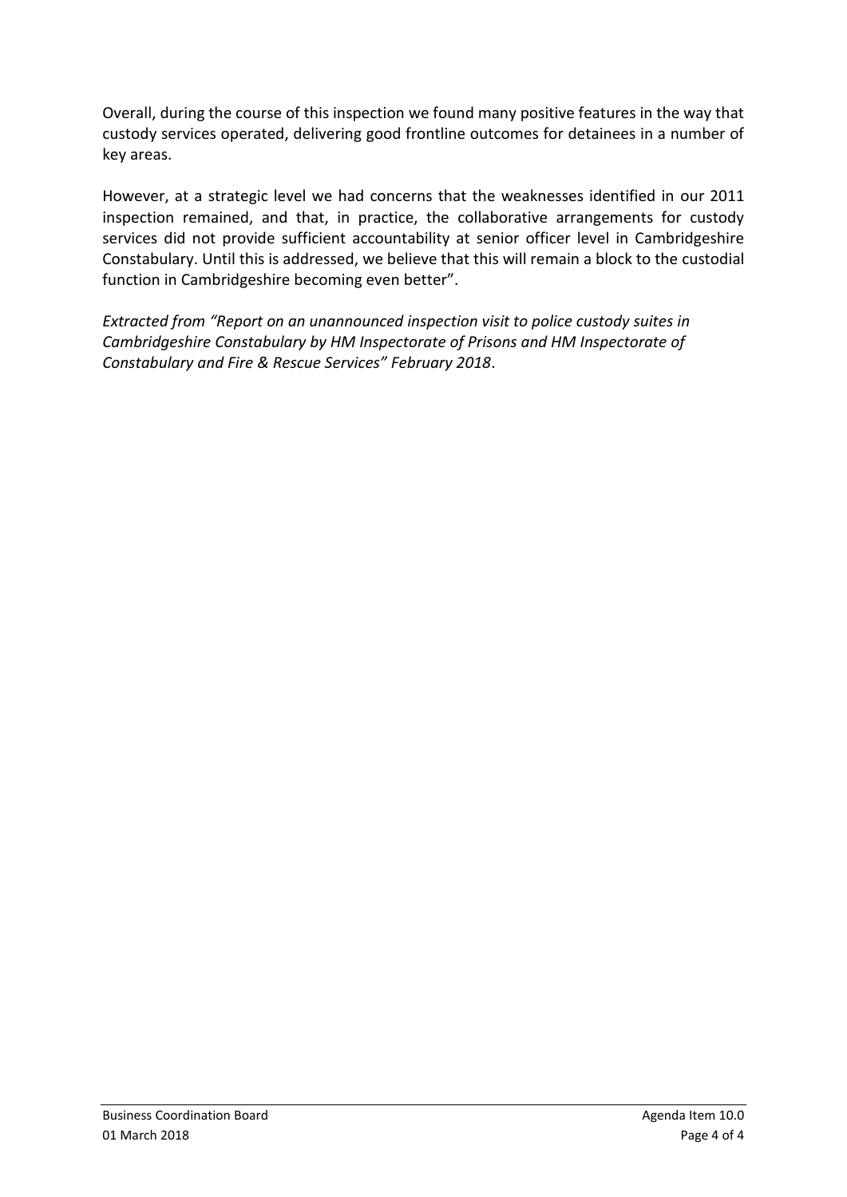Overall, during the course of this inspection we found many positive features in the way that custody services operated, delivering good frontline outcomes for detainees in a number of key areas.

However, at a strategic level we had concerns that the weaknesses identified in our 2011 inspection remained, and that, in practice, the collaborative arrangements for custody services did not provide sufficient accountability at senior officer level in Cambridgeshire Constabulary. Until this is addressed, we believe that this will remain a block to the custodial function in Cambridgeshire becoming even better".

*Extracted from "Report on an unannounced inspection visit to police custody suites in Cambridgeshire Constabulary by HM Inspectorate of Prisons and HM Inspectorate of Constabulary and Fire & Rescue Services" February 2018*.